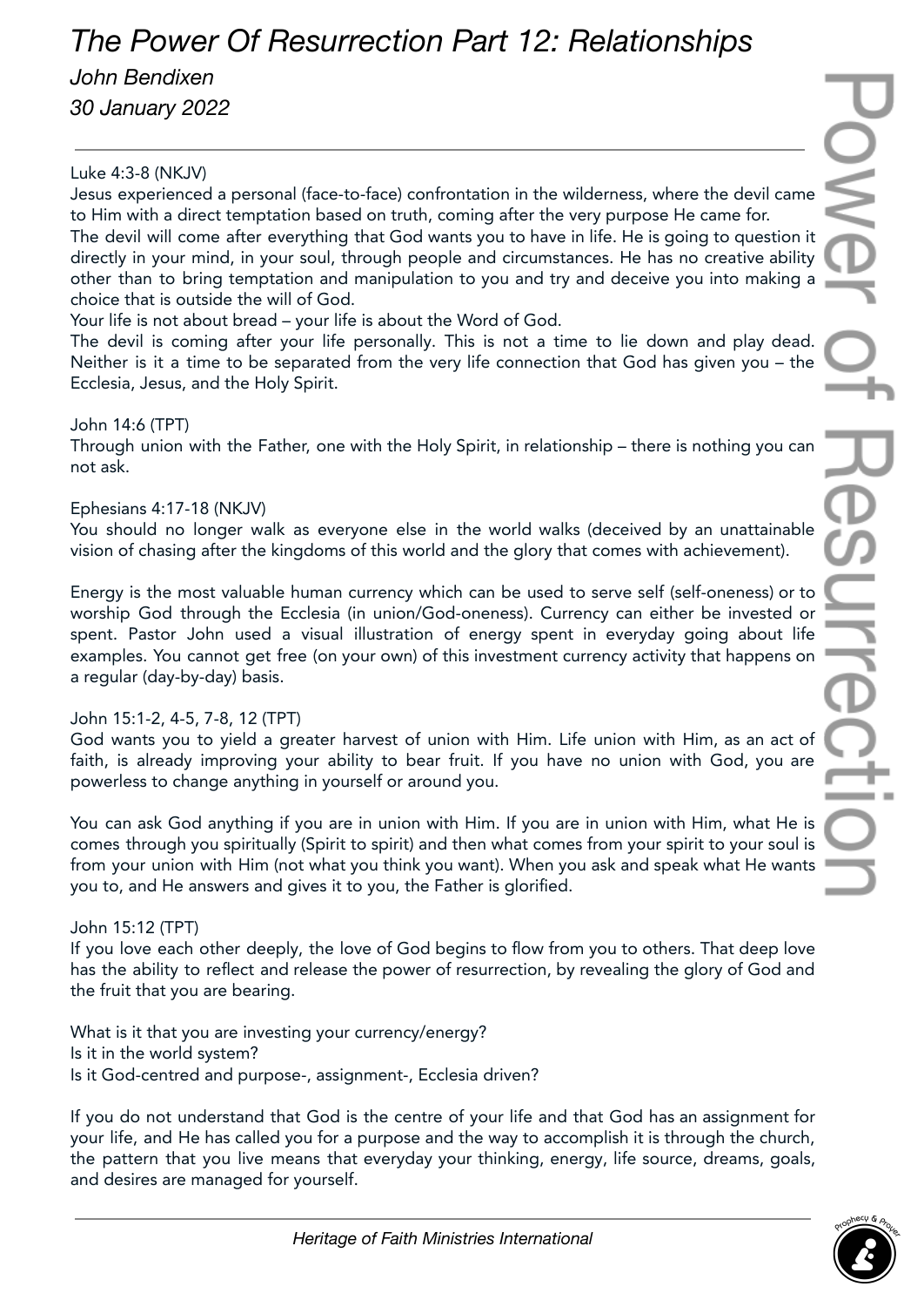# *The Power Of Resurrection Part 12: Relationships*

*John Bendixen*

*30 January 2022*

---

Luke 4:3-8 (NKJV)
Jesus experienced a personal (face-to-face) confrontation in the wilderness, where the devil came to Him with a direct temptation based on truth, coming after the very purpose He came for.
The devil will come after everything that God wants you to have in life. He is going to question it directly in your mind, in your soul, through people and circumstances. He has no creative ability other than to bring temptation and manipulation to you and try and deceive you into making a choice that is outside the will of God.
Your life is not about bread – your life is about the Word of God.
The devil is coming after your life personally. This is not a time to lie down and play dead. Neither is it a time to be separated from the very life connection that God has given you – the Ecclesia, Jesus, and the Holy Spirit.

John 14:6 (TPT)
Through union with the Father, one with the Holy Spirit, in relationship – there is nothing you can not ask.

Ephesians 4:17-18 (NKJV)
You should no longer walk as everyone else in the world walks (deceived by an unattainable vision of chasing after the kingdoms of this world and the glory that comes with achievement).

Energy is the most valuable human currency which can be used to serve self (self-oneness) or to worship God through the Ecclesia (in union/God-oneness). Currency can either be invested or spent. Pastor John used a visual illustration of energy spent in everyday going about life examples. You cannot get free (on your own) of this investment currency activity that happens on a regular (day-by-day) basis.

John 15:1-2, 4-5, 7-8, 12 (TPT)
God wants you to yield a greater harvest of union with Him. Life union with Him, as an act of faith, is already improving your ability to bear fruit. If you have no union with God, you are powerless to change anything in yourself or around you.

You can ask God anything if you are in union with Him. If you are in union with Him, what He is comes through you spiritually (Spirit to spirit) and then what comes from your spirit to your soul is from your union with Him (not what you think you want). When you ask and speak what He wants you to, and He answers and gives it to you, the Father is glorified.

John 15:12 (TPT)
If you love each other deeply, the love of God begins to flow from you to others. That deep love has the ability to reflect and release the power of resurrection, by revealing the glory of God and the fruit that you are bearing.

What is it that you are investing your currency/energy?
Is it in the world system?
Is it God-centred and purpose-, assignment-, Ecclesia driven?

If you do not understand that God is the centre of your life and that God has an assignment for your life, and He has called you for a purpose and the way to accomplish it is through the church, the pattern that you live means that everyday your thinking, energy, life source, dreams, goals, and desires are managed for yourself.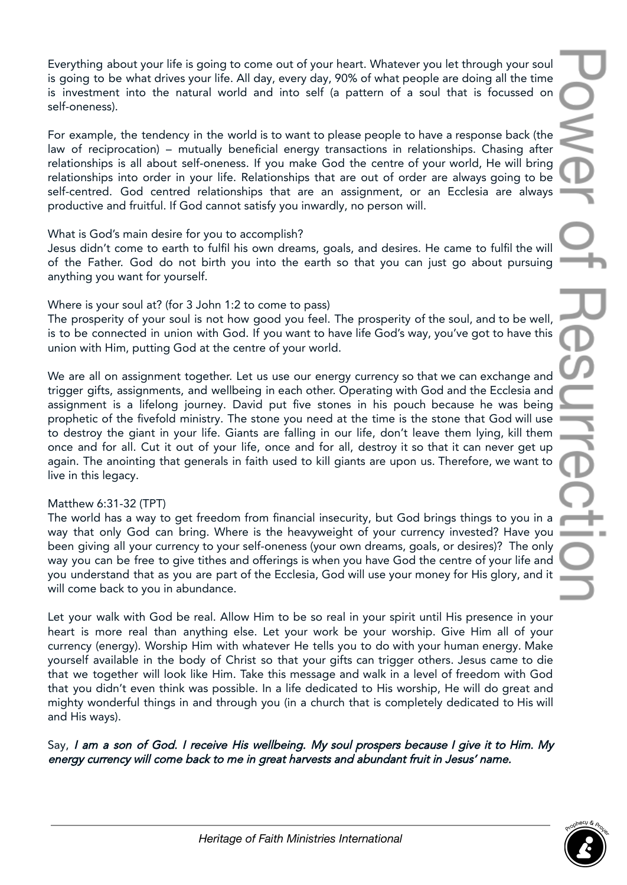Everything about your life is going to come out of your heart. Whatever you let through your soul is going to be what drives your life. All day, every day, 90% of what people are doing all the time is investment into the natural world and into self (a pattern of a soul that is focussed on self-oneness).

For example, the tendency in the world is to want to please people to have a response back (the law of reciprocation) – mutually beneficial energy transactions in relationships. Chasing after relationships is all about self-oneness. If you make God the centre of your world, He will bring relationships into order in your life. Relationships that are out of order are always going to be self-centred. God centred relationships that are an assignment, or an Ecclesia are always productive and fruitful. If God cannot satisfy you inwardly, no person will.

What is God's main desire for you to accomplish?
Jesus didn't come to earth to fulfil his own dreams, goals, and desires. He came to fulfil the will of the Father. God do not birth you into the earth so that you can just go about pursuing anything you want for yourself.

Where is your soul at? (for 3 John 1:2 to come to pass)
The prosperity of your soul is not how good you feel. The prosperity of the soul, and to be well, is to be connected in union with God. If you want to have life God's way, you've got to have this union with Him, putting God at the centre of your world.

We are all on assignment together. Let us use our energy currency so that we can exchange and trigger gifts, assignments, and wellbeing in each other. Operating with God and the Ecclesia and assignment is a lifelong journey. David put five stones in his pouch because he was being prophetic of the fivefold ministry. The stone you need at the time is the stone that God will use to destroy the giant in your life. Giants are falling in our life, don't leave them lying, kill them once and for all. Cut it out of your life, once and for all, destroy it so that it can never get up again. The anointing that generals in faith used to kill giants are upon us. Therefore, we want to live in this legacy.

Matthew 6:31-32 (TPT)
The world has a way to get freedom from financial insecurity, but God brings things to you in a way that only God can bring. Where is the heavyweight of your currency invested? Have you been giving all your currency to your self-oneness (your own dreams, goals, or desires)? The only way you can be free to give tithes and offerings is when you have God the centre of your life and you understand that as you are part of the Ecclesia, God will use your money for His glory, and it will come back to you in abundance.

Let your walk with God be real. Allow Him to be so real in your spirit until His presence in your heart is more real than anything else. Let your work be your worship. Give Him all of your currency (energy). Worship Him with whatever He tells you to do with your human energy. Make yourself available in the body of Christ so that your gifts can trigger others. Jesus came to die that we together will look like Him. Take this message and walk in a level of freedom with God that you didn't even think was possible. In a life dedicated to His worship, He will do great and mighty wonderful things in and through you (in a church that is completely dedicated to His will and His ways).

Say, *I am a son of God. I receive His wellbeing. My soul prospers because I give it to Him. My energy currency will come back to me in great harvests and abundant fruit in Jesus' name.*